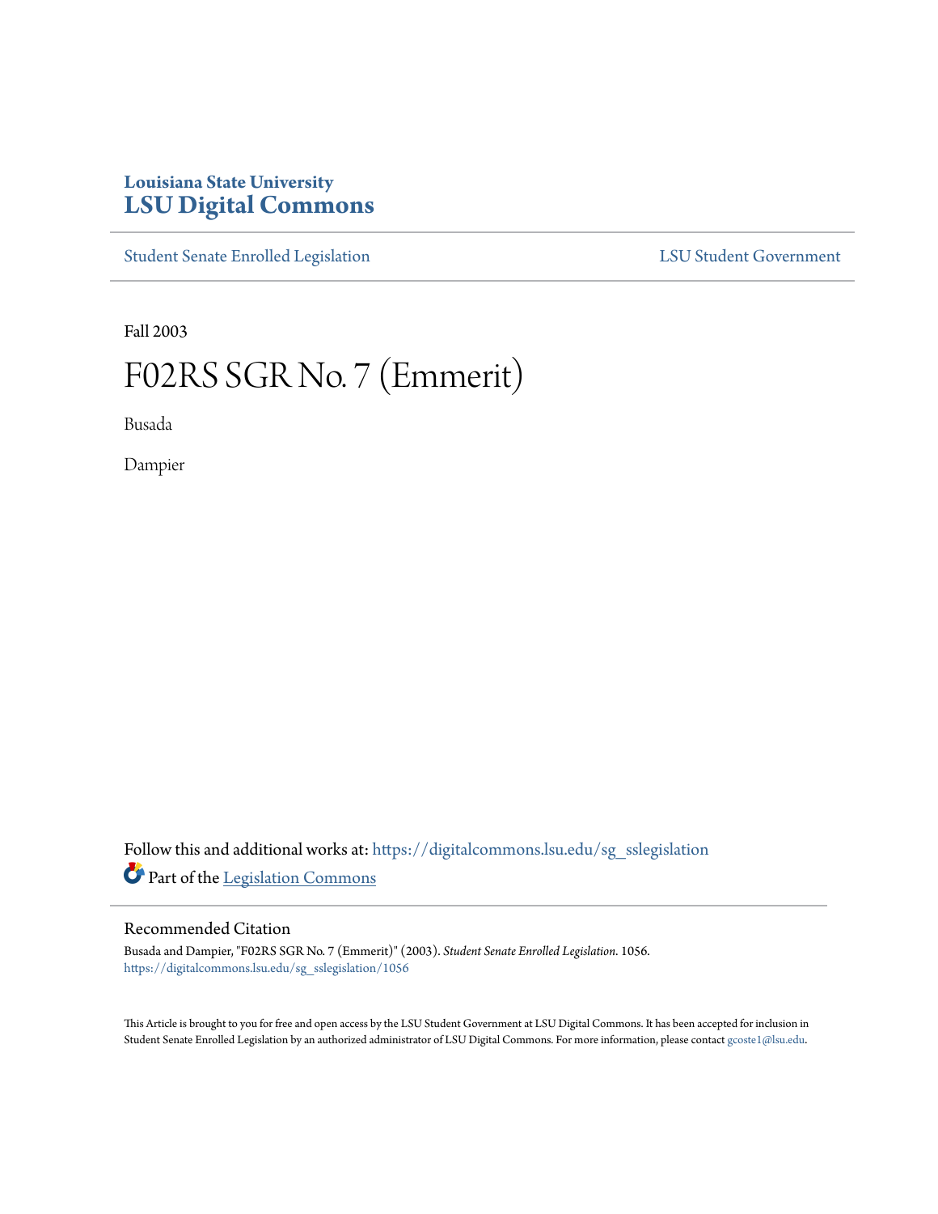Louisiana State University

# LSU Digital Commons

Student Senate Enrolled Legislation | LSU Student Government

Fall 2003

# F02RS SGR No. 7 (Emmerit)

Busada

Dampier

Follow this and additional works at: https://digitalcommons.lsu.edu/sg_sslegislation

Part of the Legislation Commons

## Recommended Citation

Busada and Dampier, "F02RS SGR No. 7 (Emmerit)" (2003). *Student Senate Enrolled Legislation*. 1056.
https://digitalcommons.lsu.edu/sg_sslegislation/1056

This Article is brought to you for free and open access by the LSU Student Government at LSU Digital Commons. It has been accepted for inclusion in Student Senate Enrolled Legislation by an authorized administrator of LSU Digital Commons. For more information, please contact gcoste1@lsu.edu.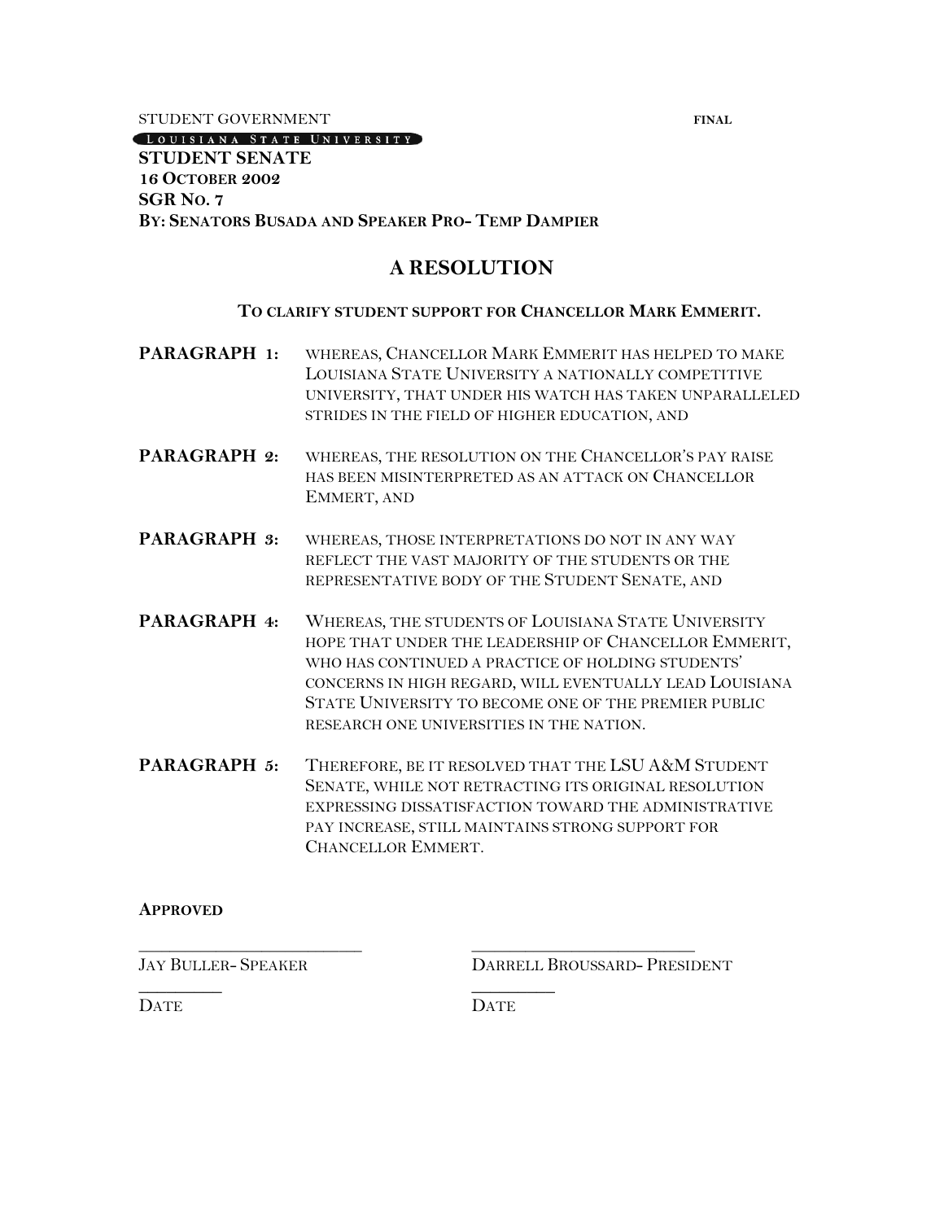STUDENT GOVERNMENT **FINAL**

LOUISIANA STATE UNIVERSITY

**STUDENT SENATE**
**16 OCTOBER 2002**
**SGR NO. 7**
**BY: SENATORS BUSADA AND SPEAKER PRO- TEMP DAMPIER**

## A RESOLUTION

**TO CLARIFY STUDENT SUPPORT FOR CHANCELLOR MARK EMMERIT.**

**PARAGRAPH 1:** WHEREAS, CHANCELLOR MARK EMMERIT HAS HELPED TO MAKE LOUISIANA STATE UNIVERSITY A NATIONALLY COMPETITIVE UNIVERSITY, THAT UNDER HIS WATCH HAS TAKEN UNPARALLELED STRIDES IN THE FIELD OF HIGHER EDUCATION, AND

**PARAGRAPH 2:** WHEREAS, THE RESOLUTION ON THE CHANCELLOR'S PAY RAISE HAS BEEN MISINTERPRETED AS AN ATTACK ON CHANCELLOR EMMERT, AND

**PARAGRAPH 3:** WHEREAS, THOSE INTERPRETATIONS DO NOT IN ANY WAY REFLECT THE VAST MAJORITY OF THE STUDENTS OR THE REPRESENTATIVE BODY OF THE STUDENT SENATE, AND

**PARAGRAPH 4:** WHEREAS, THE STUDENTS OF LOUISIANA STATE UNIVERSITY HOPE THAT UNDER THE LEADERSHIP OF CHANCELLOR EMMERIT, WHO HAS CONTINUED A PRACTICE OF HOLDING STUDENTS' CONCERNS IN HIGH REGARD, WILL EVENTUALLY LEAD LOUISIANA STATE UNIVERSITY TO BECOME ONE OF THE PREMIER PUBLIC RESEARCH ONE UNIVERSITIES IN THE NATION.

**PARAGRAPH 5:** THEREFORE, BE IT RESOLVED THAT THE LSU A&M STUDENT SENATE, WHILE NOT RETRACTING ITS ORIGINAL RESOLUTION EXPRESSING DISSATISFACTION TOWARD THE ADMINISTRATIVE PAY INCREASE, STILL MAINTAINS STRONG SUPPORT FOR CHANCELLOR EMMERT.

**APPROVED**

_________________________ _________________________
JAY BULLER- SPEAKER DARRELL BROUSSARD- PRESIDENT

_________ _________
DATE DATE